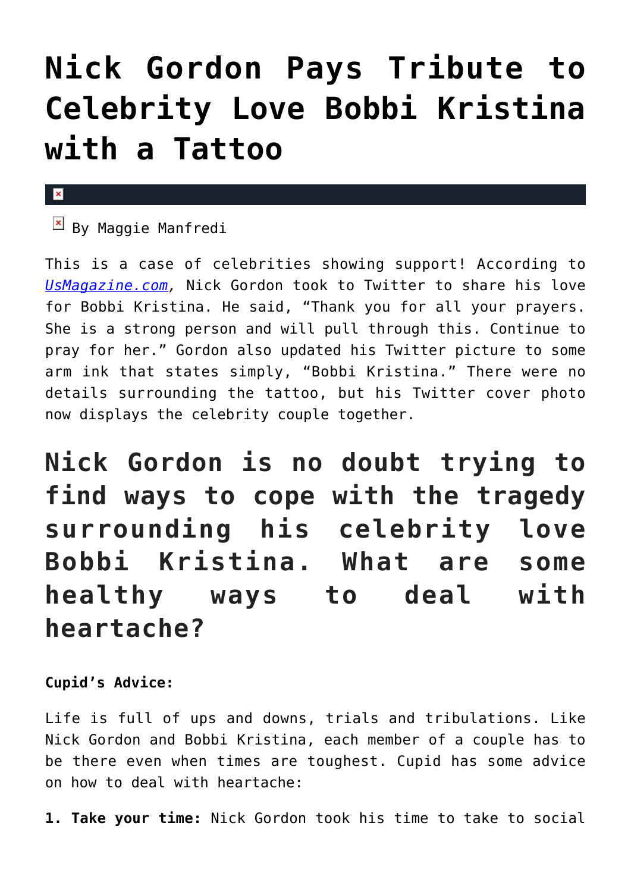# Nick Gordon Pays Tribute to Celebrity Love Bobbi Kristina with a Tattoo

By Maggie Manfredi

This is a case of celebrities showing support! According to *UsMagazine.com*, Nick Gordon took to Twitter to share his love for Bobbi Kristina. He said, "Thank you for all your prayers. She is a strong person and will pull through this. Continue to pray for her." Gordon also updated his Twitter picture to some arm ink that states simply, "Bobbi Kristina." There were no details surrounding the tattoo, but his Twitter cover photo now displays the celebrity couple together.

## Nick Gordon is no doubt trying to find ways to cope with the tragedy surrounding his celebrity love Bobbi Kristina. What are some healthy ways to deal with heartache?

**Cupid's Advice:**

Life is full of ups and downs, trials and tribulations. Like Nick Gordon and Bobbi Kristina, each member of a couple has to be there even when times are toughest. Cupid has some advice on how to deal with heartache:

**1. Take your time:** Nick Gordon took his time to take to social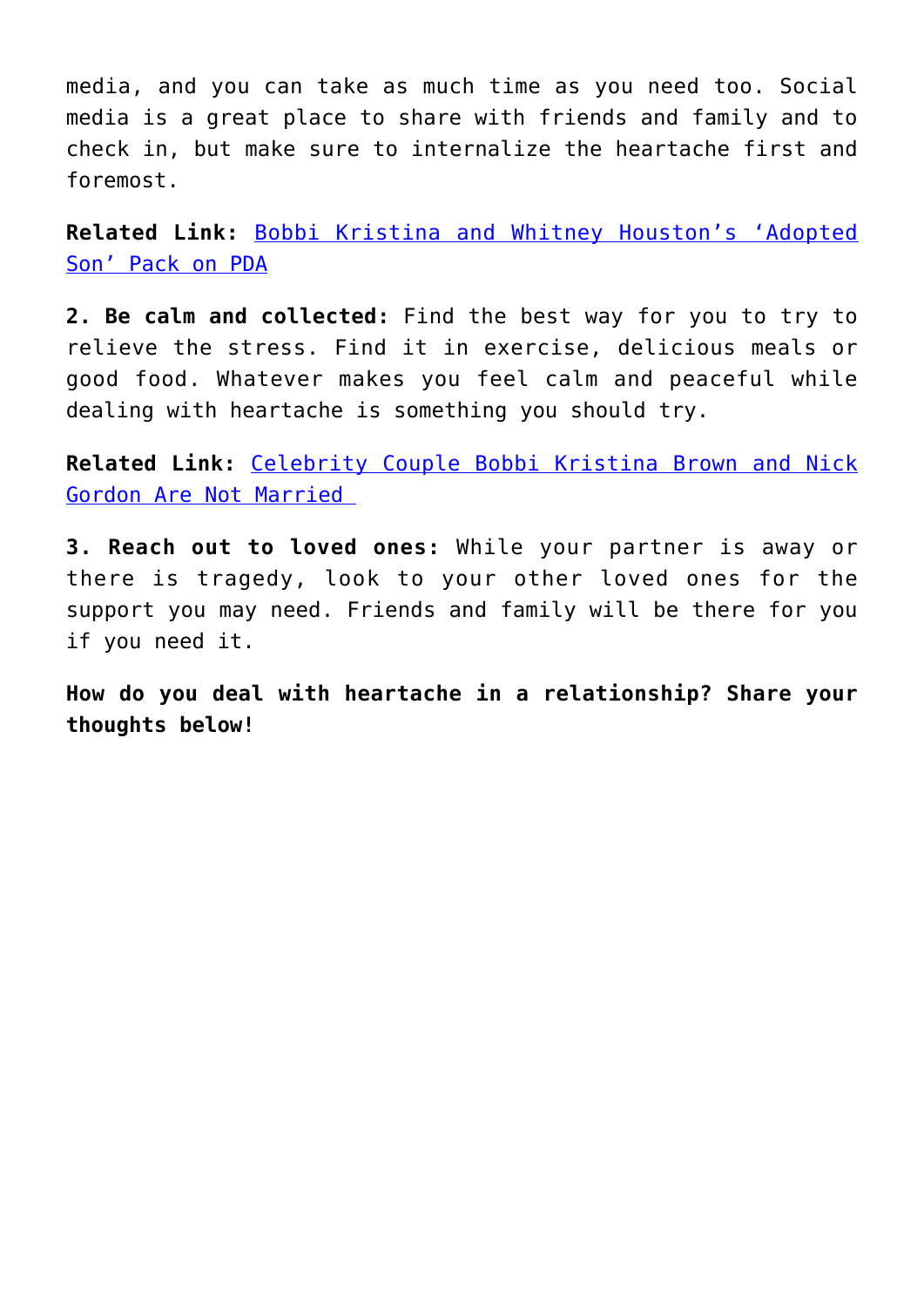media, and you can take as much time as you need too. Social media is a great place to share with friends and family and to check in, but make sure to internalize the heartache first and foremost.

**Related Link:** Bobbi Kristina and Whitney Houston's 'Adopted Son' Pack on PDA

**2. Be calm and collected:** Find the best way for you to try to relieve the stress. Find it in exercise, delicious meals or good food. Whatever makes you feel calm and peaceful while dealing with heartache is something you should try.

**Related Link:** Celebrity Couple Bobbi Kristina Brown and Nick Gordon Are Not Married

**3. Reach out to loved ones:** While your partner is away or there is tragedy, look to your other loved ones for the support you may need. Friends and family will be there for you if you need it.

**How do you deal with heartache in a relationship? Share your thoughts below!**